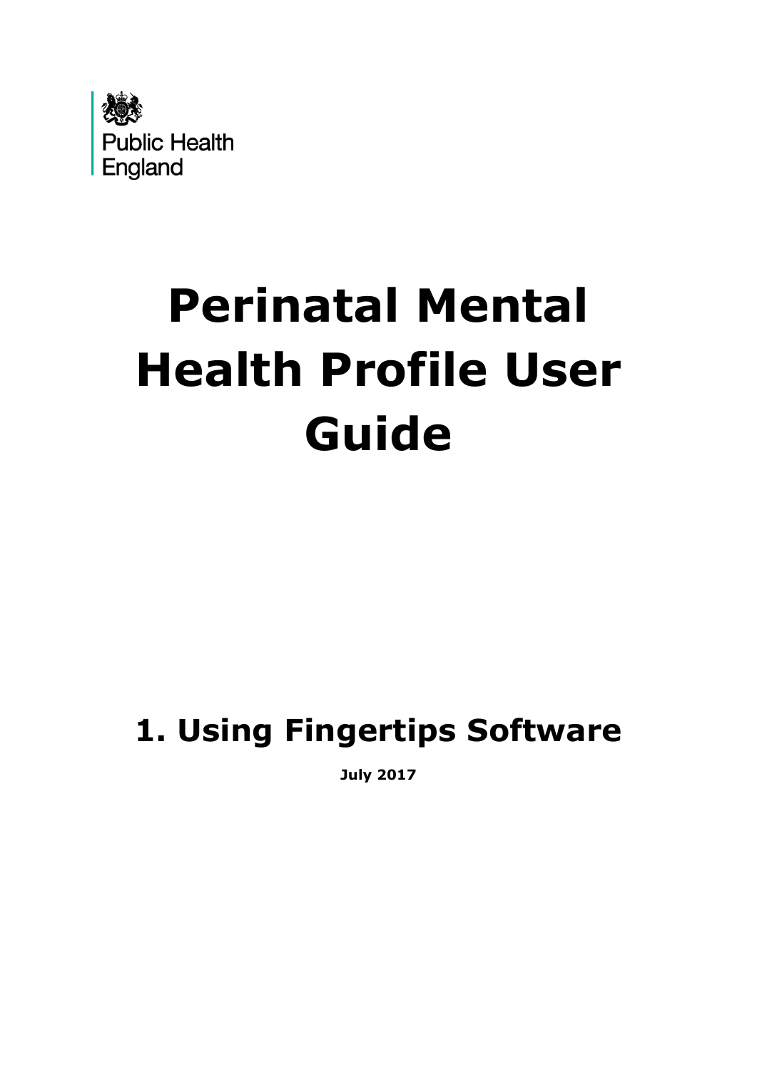Public Health England

# Perinatal Mental Health Profile User Guide

## 1. Using Fingertips Software

**July 2017**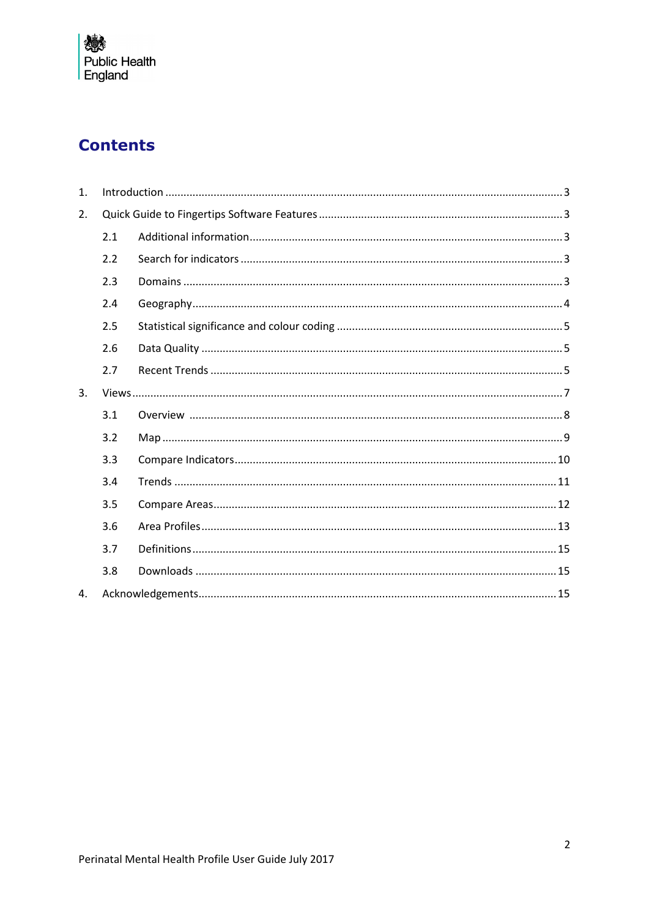## Contents

1. Introduction ..... 3
2. Quick Guide to Fingertips Software Features ..... 3
   - 2.1 Additional information ..... 3
   - 2.2 Search for indicators ..... 3
   - 2.3 Domains ..... 3
   - 2.4 Geography ..... 4
   - 2.5 Statistical significance and colour coding ..... 5
   - 2.6 Data Quality ..... 5
   - 2.7 Recent Trends ..... 5
3. Views ..... 7
   - 3.1 Overview ..... 8
   - 3.2 Map ..... 9
   - 3.3 Compare Indicators ..... 10
   - 3.4 Trends ..... 11
   - 3.5 Compare Areas ..... 12
   - 3.6 Area Profiles ..... 13
   - 3.7 Definitions ..... 15
   - 3.8 Downloads ..... 15
4. Acknowledgements ..... 15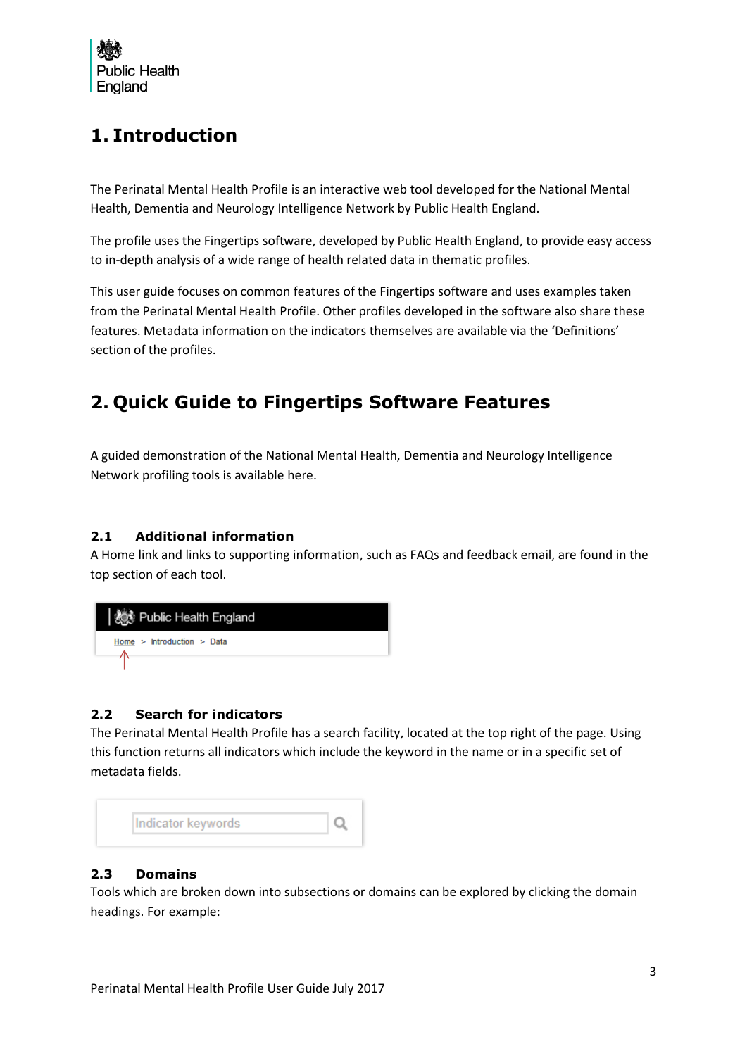# 1. Introduction

The Perinatal Mental Health Profile is an interactive web tool developed for the National Mental Health, Dementia and Neurology Intelligence Network by Public Health England.

The profile uses the Fingertips software, developed by Public Health England, to provide easy access to in-depth analysis of a wide range of health related data in thematic profiles.

This user guide focuses on common features of the Fingertips software and uses examples taken from the Perinatal Mental Health Profile. Other profiles developed in the software also share these features. Metadata information on the indicators themselves are available via the 'Definitions' section of the profiles.

# 2. Quick Guide to Fingertips Software Features

A guided demonstration of the National Mental Health, Dementia and Neurology Intelligence Network profiling tools is available here.

### 2.1 Additional information

A Home link and links to supporting information, such as FAQs and feedback email, are found in the top section of each tool.

### 2.2 Search for indicators

The Perinatal Mental Health Profile has a search facility, located at the top right of the page. Using this function returns all indicators which include the keyword in the name or in a specific set of metadata fields.

### 2.3 Domains

Tools which are broken down into subsections or domains can be explored by clicking the domain headings. For example: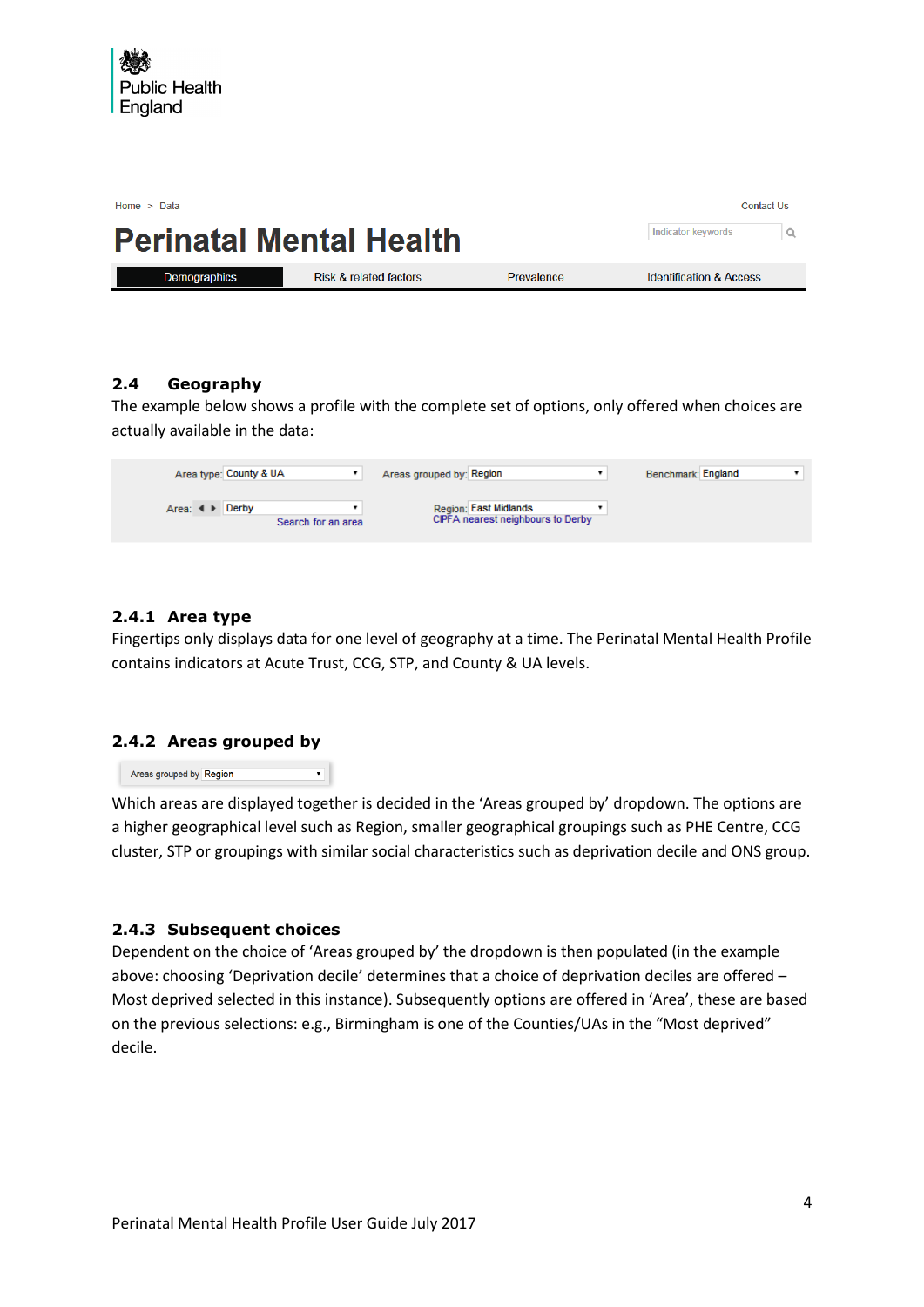Public Health England

Home > Data

Contact Us

# Perinatal Mental Health

Demographics | Risk & related factors | Prevalence | Identification & Access

## 2.4 Geography

The example below shows a profile with the complete set of options, only offered when choices are actually available in the data:

Area type: County & UA | Areas grouped by: Region | Benchmark: England

Area: Derby | Region: East Midlands

Search for an area | CIPFA nearest neighbours to Derby

### 2.4.1 Area type

Fingertips only displays data for one level of geography at a time. The Perinatal Mental Health Profile contains indicators at Acute Trust, CCG, STP, and County & UA levels.

### 2.4.2 Areas grouped by

Areas grouped by Region

Which areas are displayed together is decided in the 'Areas grouped by' dropdown. The options are a higher geographical level such as Region, smaller geographical groupings such as PHE Centre, CCG cluster, STP or groupings with similar social characteristics such as deprivation decile and ONS group.

### 2.4.3 Subsequent choices

Dependent on the choice of 'Areas grouped by' the dropdown is then populated (in the example above: choosing 'Deprivation decile' determines that a choice of deprivation deciles are offered – Most deprived selected in this instance). Subsequently options are offered in 'Area', these are based on the previous selections: e.g., Birmingham is one of the Counties/UAs in the "Most deprived" decile.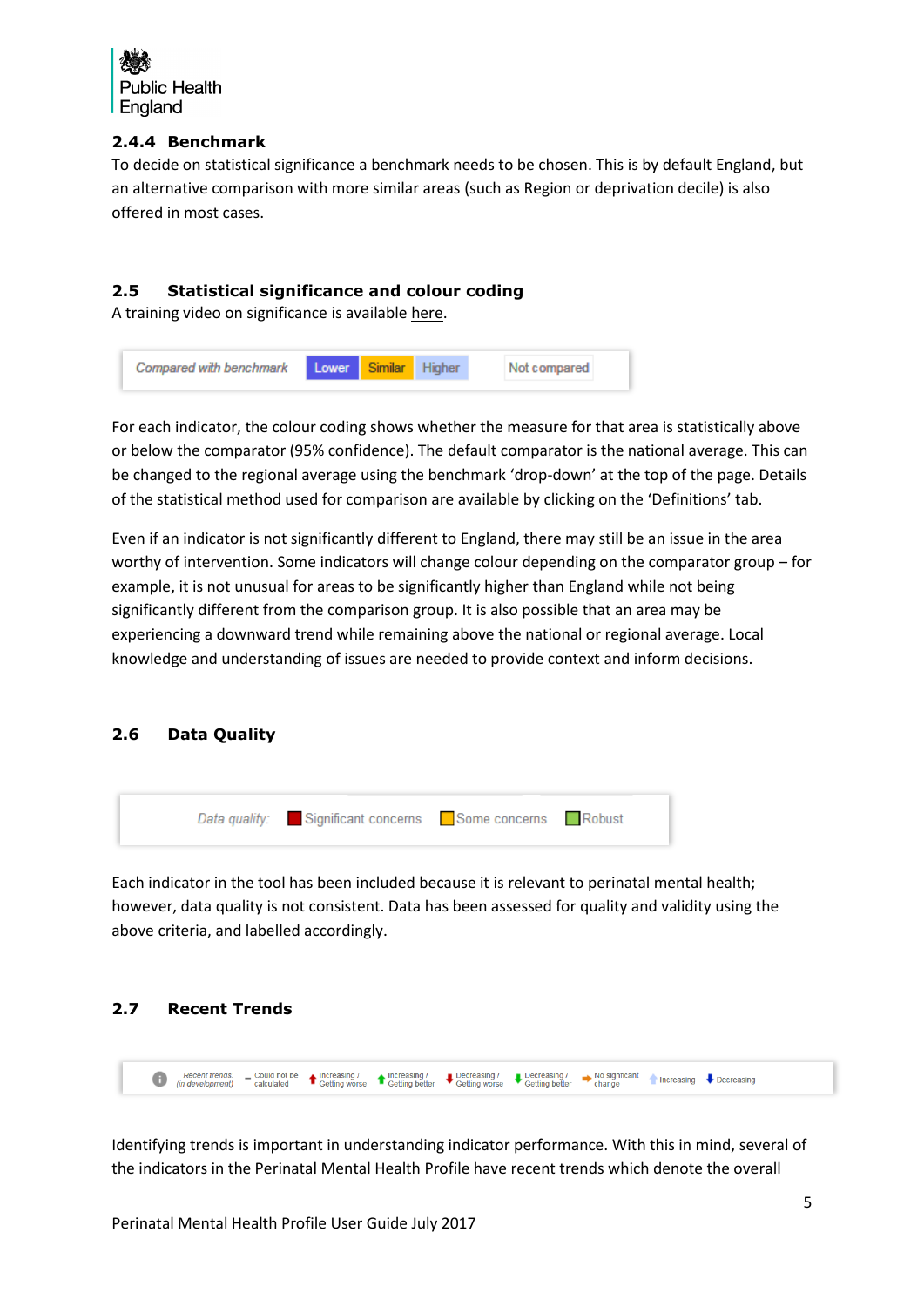### 2.4.4 Benchmark

To decide on statistical significance a benchmark needs to be chosen. This is by default England, but an alternative comparison with more similar areas (such as Region or deprivation decile) is also offered in most cases.

## 2.5 Statistical significance and colour coding

A training video on significance is available here.

*Compared with benchmark* Lower Similar Higher Not compared

For each indicator, the colour coding shows whether the measure for that area is statistically above or below the comparator (95% confidence). The default comparator is the national average. This can be changed to the regional average using the benchmark 'drop-down' at the top of the page. Details of the statistical method used for comparison are available by clicking on the 'Definitions' tab.

Even if an indicator is not significantly different to England, there may still be an issue in the area worthy of intervention. Some indicators will change colour depending on the comparator group – for example, it is not unusual for areas to be significantly higher than England while not being significantly different from the comparison group. It is also possible that an area may be experiencing a downward trend while remaining above the national or regional average. Local knowledge and understanding of issues are needed to provide context and inform decisions.

## 2.6 Data Quality

*Data quality:* Significant concerns Some concerns Robust

Each indicator in the tool has been included because it is relevant to perinatal mental health; however, data quality is not consistent. Data has been assessed for quality and validity using the above criteria, and labelled accordingly.

## 2.7 Recent Trends

*Recent trends: (in development)* Could not be calculated; Increasing / Getting worse; Increasing / Getting better; Decreasing / Getting worse; Decreasing / Getting better; No significant change; Increasing; Decreasing

Identifying trends is important in understanding indicator performance. With this in mind, several of the indicators in the Perinatal Mental Health Profile have recent trends which denote the overall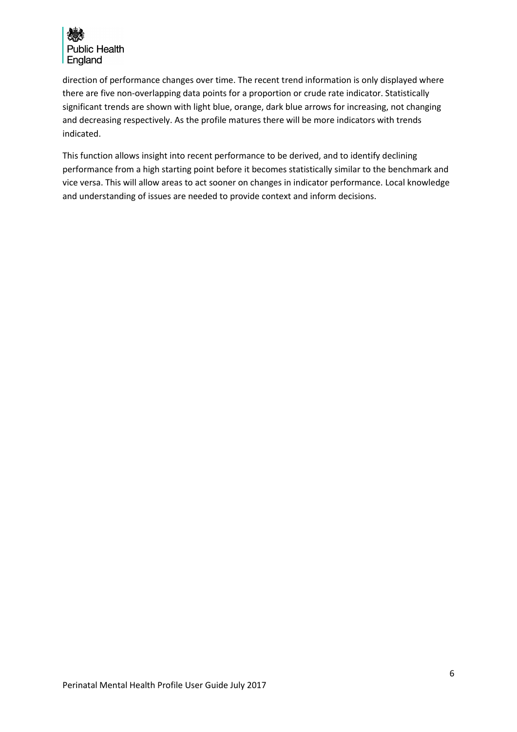direction of performance changes over time. The recent trend information is only displayed where there are five non-overlapping data points for a proportion or crude rate indicator. Statistically significant trends are shown with light blue, orange, dark blue arrows for increasing, not changing and decreasing respectively. As the profile matures there will be more indicators with trends indicated.

This function allows insight into recent performance to be derived, and to identify declining performance from a high starting point before it becomes statistically similar to the benchmark and vice versa. This will allow areas to act sooner on changes in indicator performance. Local knowledge and understanding of issues are needed to provide context and inform decisions.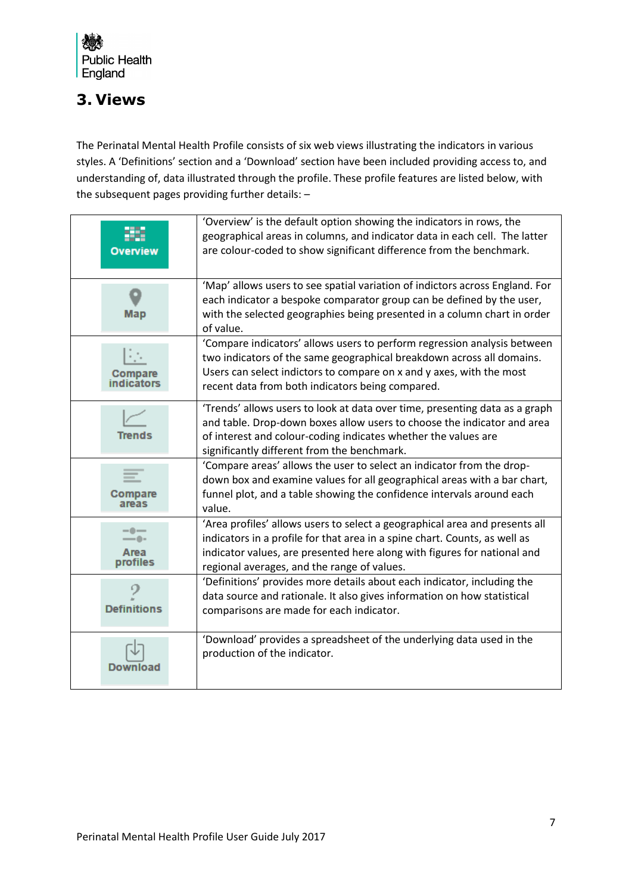# 3. Views

The Perinatal Mental Health Profile consists of six web views illustrating the indicators in various styles. A 'Definitions' section and a 'Download' section have been included providing access to, and understanding of, data illustrated through the profile. These profile features are listed below, with the subsequent pages providing further details: –

| | |
|---|---|
| Overview | 'Overview' is the default option showing the indicators in rows, the geographical areas in columns, and indicator data in each cell. The latter are colour-coded to show significant difference from the benchmark. |
| Map | 'Map' allows users to see spatial variation of indictors across England. For each indicator a bespoke comparator group can be defined by the user, with the selected geographies being presented in a column chart in order of value. |
| Compare indicators | 'Compare indicators' allows users to perform regression analysis between two indicators of the same geographical breakdown across all domains. Users can select indictors to compare on x and y axes, with the most recent data from both indicators being compared. |
| Trends | 'Trends' allows users to look at data over time, presenting data as a graph and table. Drop-down boxes allow users to choose the indicator and area of interest and colour-coding indicates whether the values are significantly different from the benchmark. |
| Compare areas | 'Compare areas' allows the user to select an indicator from the drop-down box and examine values for all geographical areas with a bar chart, funnel plot, and a table showing the confidence intervals around each value. |
| Area profiles | 'Area profiles' allows users to select a geographical area and presents all indicators in a profile for that area in a spine chart. Counts, as well as indicator values, are presented here along with figures for national and regional averages, and the range of values. |
| Definitions | 'Definitions' provides more details about each indicator, including the data source and rationale. It also gives information on how statistical comparisons are made for each indicator. |
| Download | 'Download' provides a spreadsheet of the underlying data used in the production of the indicator. |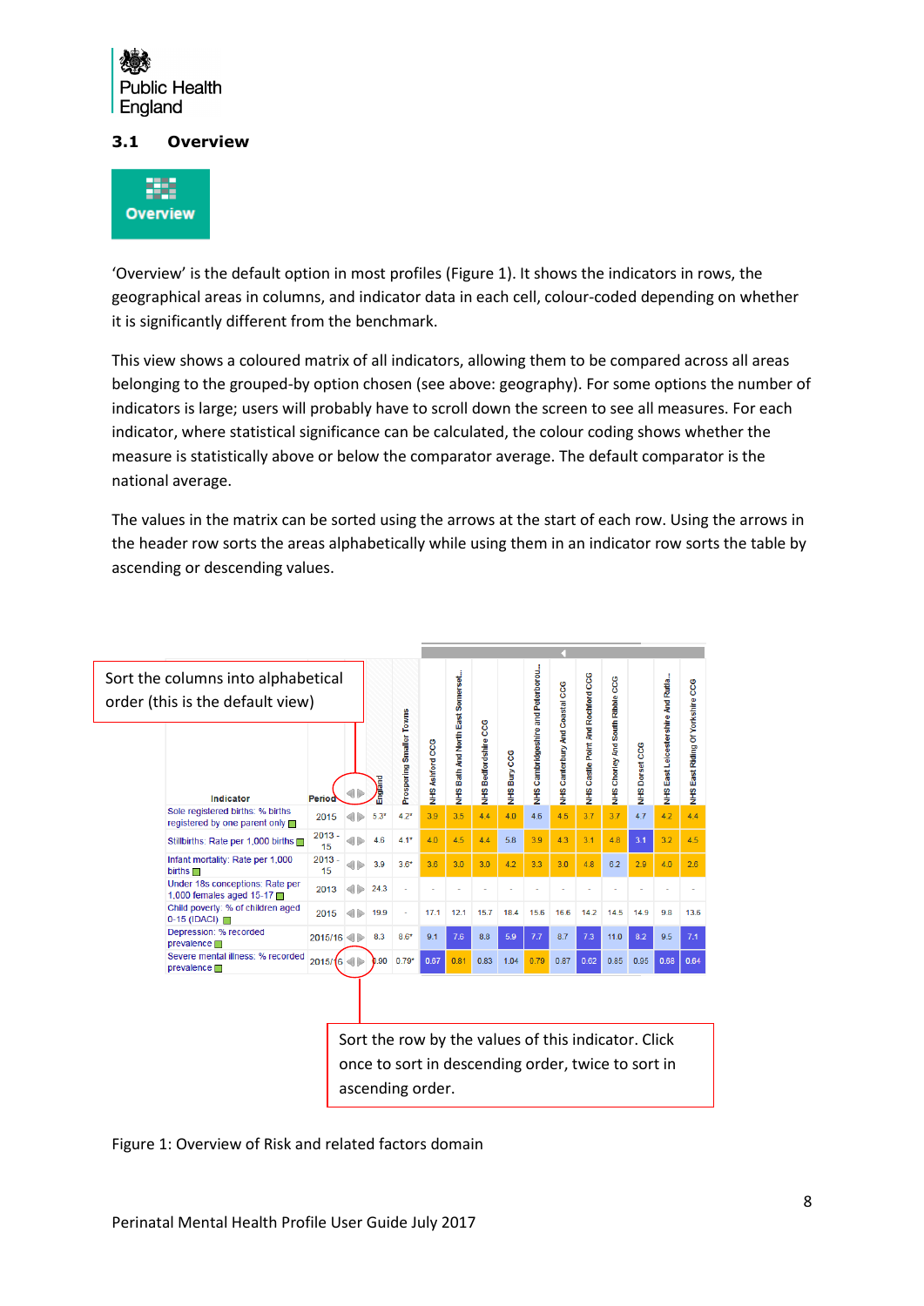## 3.1 Overview

'Overview' is the default option in most profiles (Figure 1). It shows the indicators in rows, the geographical areas in columns, and indicator data in each cell, colour-coded depending on whether it is significantly different from the benchmark.

This view shows a coloured matrix of all indicators, allowing them to be compared across all areas belonging to the grouped-by option chosen (see above: geography). For some options the number of indicators is large; users will probably have to scroll down the screen to see all measures. For each indicator, where statistical significance can be calculated, the colour coding shows whether the measure is statistically above or below the comparator average. The default comparator is the national average.

The values in the matrix can be sorted using the arrows at the start of each row. Using the arrows in the header row sorts the areas alphabetically while using them in an indicator row sorts the table by ascending or descending values.

Sort the columns into alphabetical order (this is the default view)

| Indicator | Period | England | Prosperous Smaller Towns | NHS Ashford CCG | NHS Bath And North East Somerset... | NHS Bedfordshire CCG | NHS Bury CCG | NHS Cambridgeshire and Peterborou... | NHS Canterbury And Coastal CCG | NHS Castle Point And Rochford CCG | NHS Chorley And South Ribble CCG | NHS Dorset CCG | NHS East Leicestershire And Rutla... | NHS East Riding Of Yorkshire CCG |
|---|---|---|---|---|---|---|---|---|---|---|---|---|---|---|
| Sole registered births: % births registered by one parent only | 2015 | 5.3* | 4.2* | 3.9 | 3.5 | 4.4 | 4.0 | 4.6 | 4.5 | 3.7 | 3.7 | 4.7 | 4.2 | 4.4 |
| Stillbirths: Rate per 1,000 births | 2013 - 15 | 4.6 | 4.1* | 4.0 | 4.5 | 4.4 | 5.8 | 3.9 | 4.3 | 3.1 | 4.8 | 3.1 | 3.2 | 4.5 |
| Infant mortality: Rate per 1,000 births | 2013 - 15 | 3.9 | 3.6* | 3.6 | 3.0 | 3.0 | 4.2 | 3.3 | 3.0 | 4.8 | 6.2 | 2.9 | 4.0 | 2.6 |
| Under 18s conceptions: Rate per 1,000 females aged 15-17 | 2013 | 24.3 | - | - | - | - | - | - | - | - | - | - | - | - |
| Child poverty: % of children aged 0-15 (IDACI) | 2015 | 19.9 | - | 17.1 | 12.1 | 15.7 | 18.4 | 15.6 | 16.6 | 14.2 | 14.5 | 14.9 | 9.8 | 13.6 |
| Depression: % recorded prevalence | 2015/16 | 8.3 | 8.6* | 9.1 | 7.6 | 8.8 | 5.9 | 7.7 | 8.7 | 7.3 | 11.0 | 8.2 | 9.5 | 7.1 |
| Severe mental illness: % recorded prevalence | 2015/16 | 0.90 | 0.79* | 0.67 | 0.81 | 0.83 | 1.04 | 0.79 | 0.87 | 0.62 | 0.85 | 0.95 | 0.68 | 0.64 |

Sort the row by the values of this indicator. Click once to sort in descending order, twice to sort in ascending order.

Figure 1: Overview of Risk and related factors domain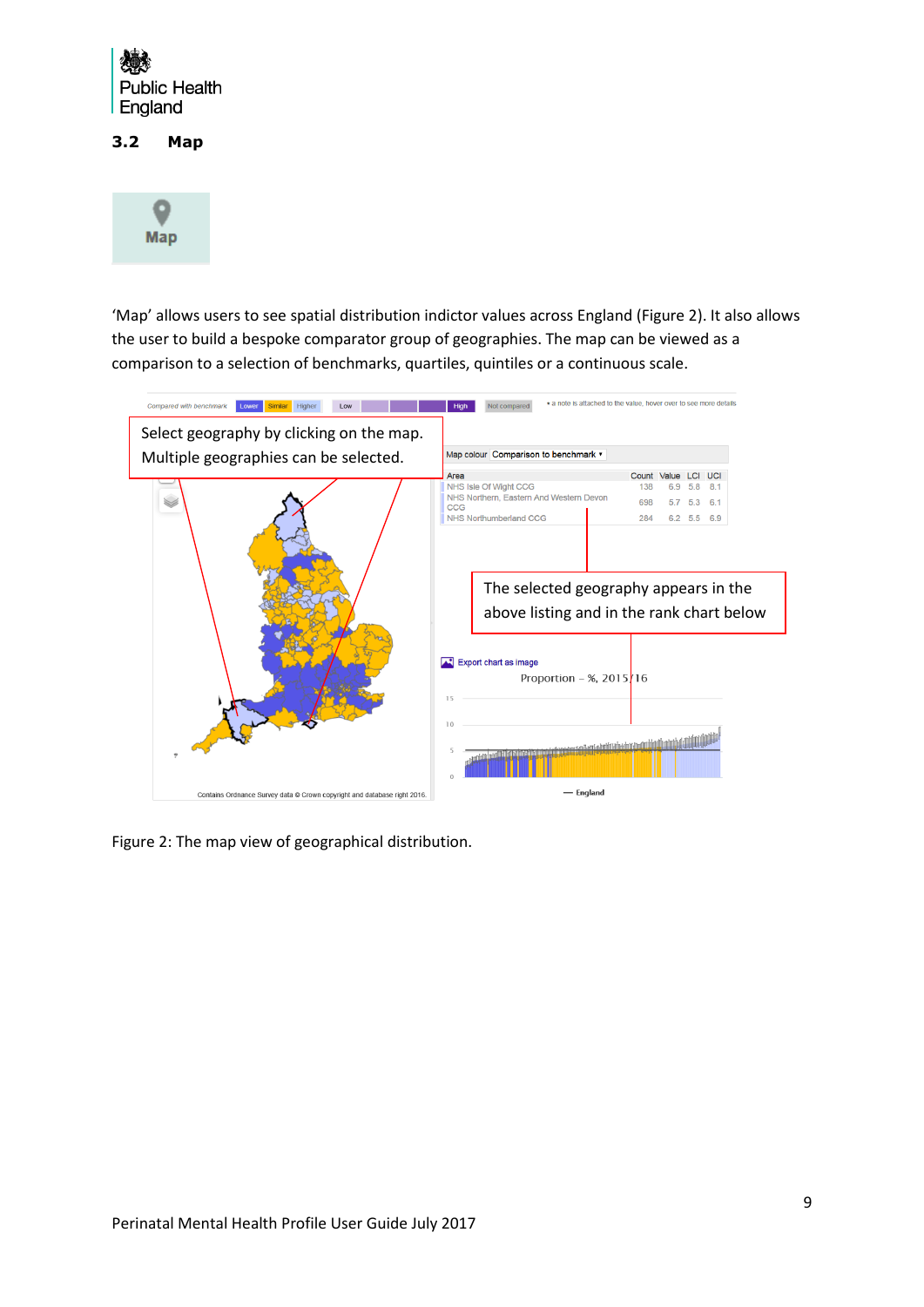## 3.2 Map

‘Map’ allows users to see spatial distribution indictor values across England (Figure 2). It also allows the user to build a bespoke comparator group of geographies. The map can be viewed as a comparison to a selection of benchmarks, quartiles, quintiles or a continuous scale.

Figure 2: The map view of geographical distribution.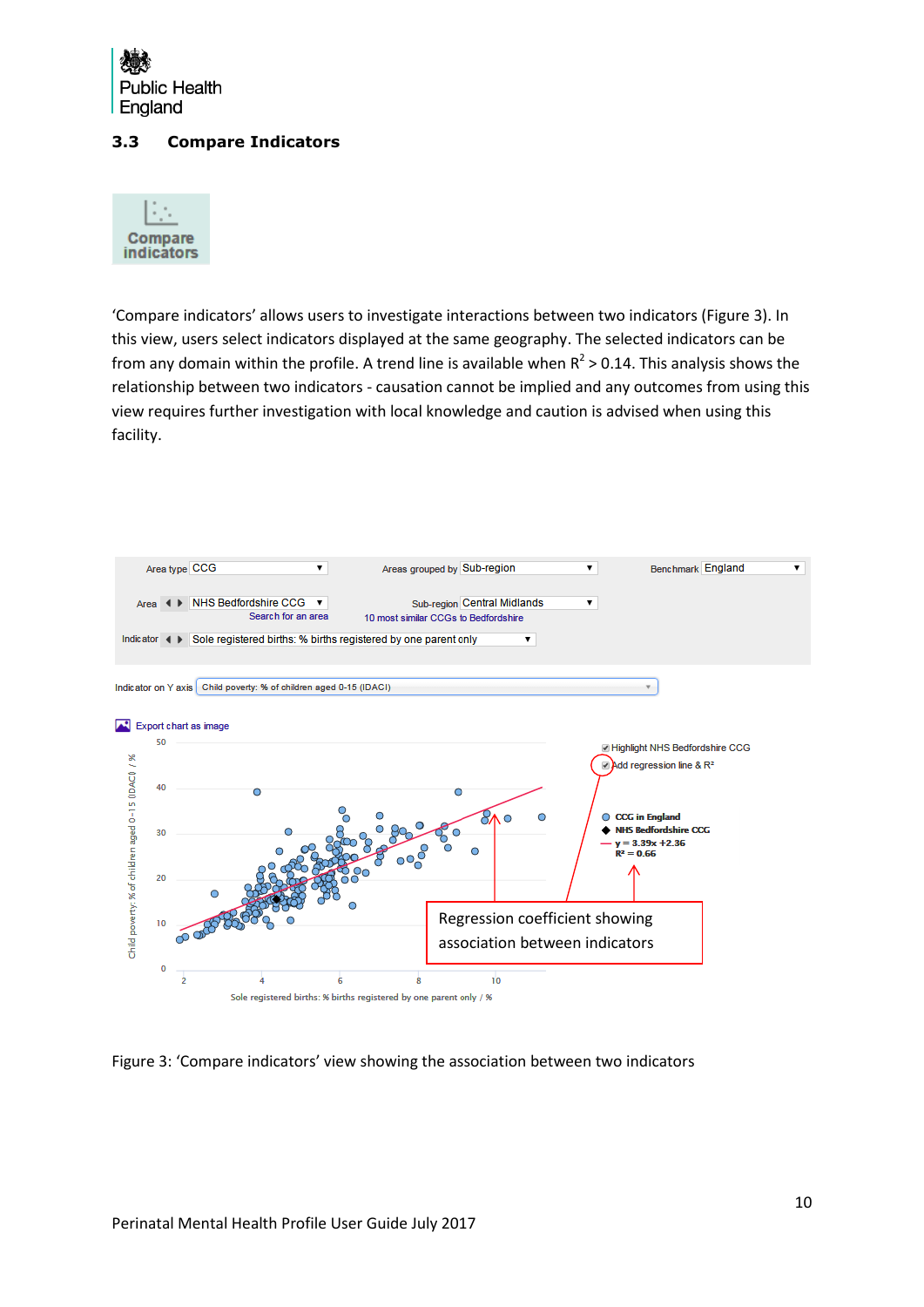## 3.3 Compare Indicators

Compare indicators

'Compare indicators' allows users to investigate interactions between two indicators (Figure 3). In this view, users select indicators displayed at the same geography. The selected indicators can be from any domain within the profile. A trend line is available when $R^2 > 0.14$. This analysis shows the relationship between two indicators - causation cannot be implied and any outcomes from using this view requires further investigation with local knowledge and caution is advised when using this facility.

Area type CCG | Areas grouped by Sub-region | Benchmark England

Area NHS Bedfordshire CCG | Search for an area | Sub-region Central Midlands | 10 most similar CCGs to Bedfordshire

Indicator Sole registered births: % births registered by one parent only

Indicator on Y axis Child poverty: % of children aged 0-15 (IDACI)

Export chart as image

Highlight NHS Bedfordshire CCG

Add regression line & R²

CCG in England

NHS Bedfordshire CCG

y = 3.39x +2.36

R² = 0.66

Regression coefficient showing association between indicators

Child poverty: % of children aged 0-15 (IDACI) / %

Sole registered births: % births registered by one parent only / %

Figure 3: 'Compare indicators' view showing the association between two indicators

Perinatal Mental Health Profile User Guide July 2017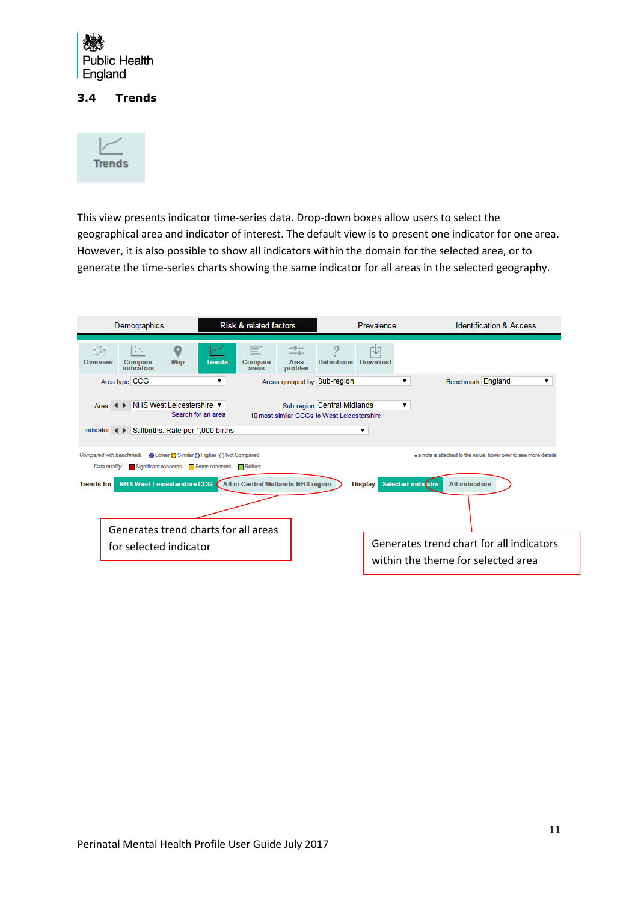## 3.4 Trends

Trends

This view presents indicator time-series data. Drop-down boxes allow users to select the geographical area and indicator of interest. The default view is to present one indicator for one area. However, it is also possible to show all indicators within the domain for the selected area, or to generate the time-series charts showing the same indicator for all areas in the selected geography.

Generates trend charts for all areas for selected indicator

Generates trend chart for all indicators within the theme for selected area

Perinatal Mental Health Profile User Guide July 2017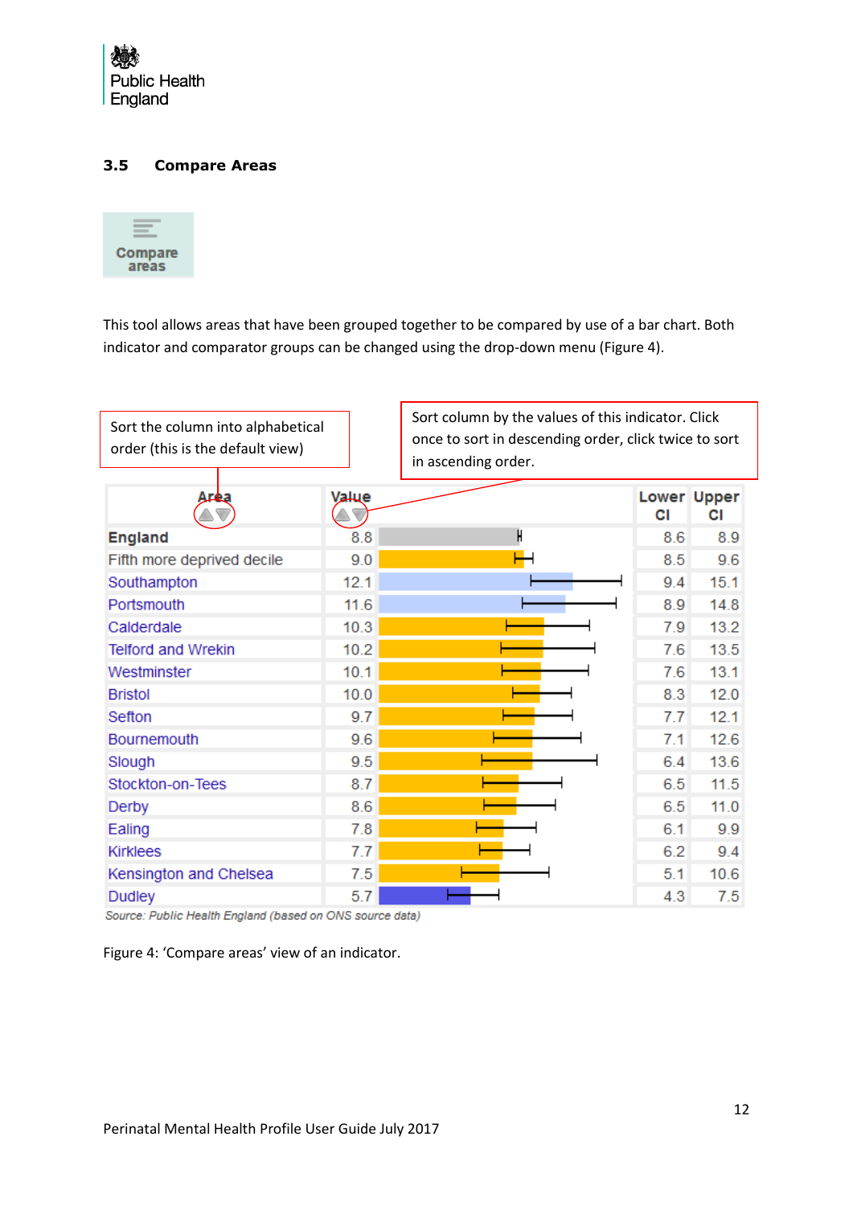### 3.5 Compare Areas

Compare areas

This tool allows areas that have been grouped together to be compared by use of a bar chart. Both indicator and comparator groups can be changed using the drop-down menu (Figure 4).

Sort the column into alphabetical order (this is the default view)

Sort column by the values of this indicator. Click once to sort in descending order, click twice to sort in ascending order.

| Area | Value | Lower CI | Upper CI |
|---|---|---|---|
| **England** | 8.8 | 8.6 | 8.9 |
| Fifth more deprived decile | 9.0 | 8.5 | 9.6 |
| Southampton | 12.1 | 9.4 | 15.1 |
| Portsmouth | 11.6 | 8.9 | 14.8 |
| Calderdale | 10.3 | 7.9 | 13.2 |
| Telford and Wrekin | 10.2 | 7.6 | 13.5 |
| Westminster | 10.1 | 7.6 | 13.1 |
| Bristol | 10.0 | 8.3 | 12.0 |
| Sefton | 9.7 | 7.7 | 12.1 |
| Bournemouth | 9.6 | 7.1 | 12.6 |
| Slough | 9.5 | 6.4 | 13.6 |
| Stockton-on-Tees | 8.7 | 6.5 | 11.5 |
| Derby | 8.6 | 6.5 | 11.0 |
| Ealing | 7.8 | 6.1 | 9.9 |
| Kirklees | 7.7 | 6.2 | 9.4 |
| Kensington and Chelsea | 7.5 | 5.1 | 10.6 |
| Dudley | 5.7 | 4.3 | 7.5 |

*Source: Public Health England (based on ONS source data)*

Figure 4: 'Compare areas' view of an indicator.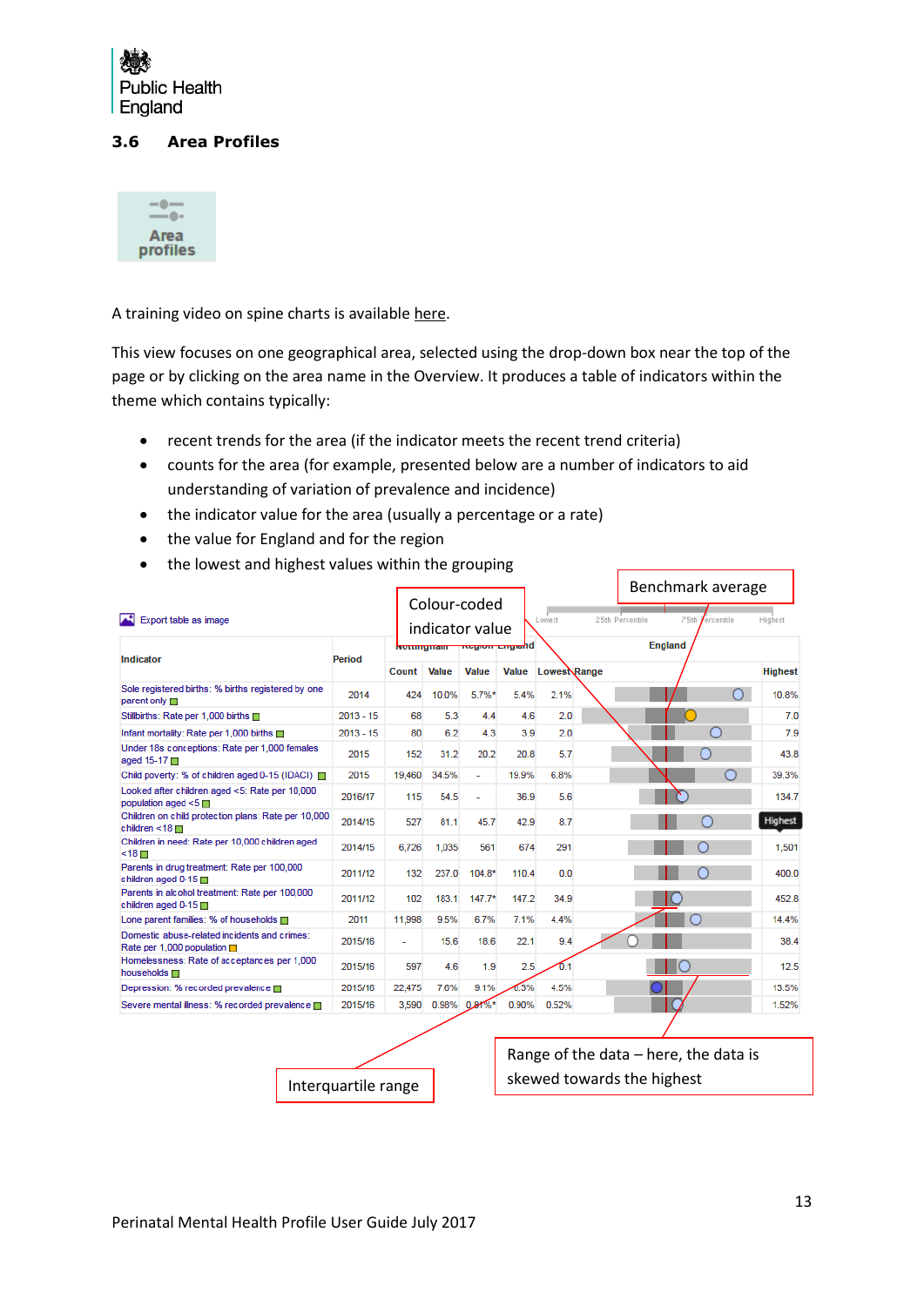### 3.6 Area Profiles

Area profiles

A training video on spine charts is available here.

This view focuses on one geographical area, selected using the drop-down box near the top of the page or by clicking on the area name in the Overview. It produces a table of indicators within the theme which contains typically:

- recent trends for the area (if the indicator meets the recent trend criteria)
- counts for the area (for example, presented below are a number of indicators to aid understanding of variation of prevalence and incidence)
- the indicator value for the area (usually a percentage or a rate)
- the value for England and for the region
- the lowest and highest values within the grouping

Export table as image

| Indicator | Period | Nottingham Count | Nottingham Value | Region Value | England Value | England Lowest | Range | England Highest |
|---|---|---|---|---|---|---|---|---|
| Sole registered births: % births registered by one parent only | 2014 | 424 | 10.0% | 5.7%* | 5.4% | 2.1% | | 10.8% |
| Stillbirths: Rate per 1,000 births | 2013 - 15 | 68 | 5.3 | 4.4 | 4.6 | 2.0 | | 7.0 |
| Infant mortality: Rate per 1,000 births | 2013 - 15 | 80 | 6.2 | 4.3 | 3.9 | 2.0 | | 7.9 |
| Under 18s conceptions: Rate per 1,000 females aged 15-17 | 2015 | 152 | 31.2 | 20.2 | 20.8 | 5.7 | | 43.8 |
| Child poverty: % of children aged 0-15 (IDACI) | 2015 | 19,460 | 34.5% | - | 19.9% | 6.8% | | 39.3% |
| Looked after children aged <5: Rate per 10,000 population aged <5 | 2016/17 | 115 | 54.5 | - | 36.9 | 5.6 | | 134.7 |
| Children on child protection plans: Rate per 10,000 children <18 | 2014/15 | 527 | 81.1 | 45.7 | 42.9 | 8.7 | | Highest |
| Children in need: Rate per 10,000 children aged <18 | 2014/15 | 6,726 | 1,035 | 561 | 674 | 291 | | 1,501 |
| Parents in drug treatment: Rate per 100,000 children aged 0-15 | 2011/12 | 132 | 237.0 | 104.8* | 110.4 | 0.0 | | 400.0 |
| Parents in alcohol treatment: Rate per 100,000 children aged 0-15 | 2011/12 | 102 | 183.1 | 147.7* | 147.2 | 34.9 | | 452.8 |
| Lone parent families: % of households | 2011 | 11,998 | 9.5% | 6.7% | 7.1% | 4.4% | | 14.4% |
| Domestic abuse-related incidents and crimes: Rate per 1,000 population | 2015/16 | - | 15.6 | 18.6 | 22.1 | 9.4 | | 38.4 |
| Homelessness: Rate of acceptances per 1,000 households | 2015/16 | 597 | 4.6 | 1.9 | 2.5 | 0.1 | | 12.5 |
| Depression: % recorded prevalence | 2015/16 | 22,475 | 7.6% | 9.1% | 8.3% | 4.5% | | 13.5% |
| Severe mental illness: % recorded prevalence | 2015/16 | 3,590 | 0.98% | 0.81%* | 0.90% | 0.52% | | 1.52% |

Lowest — 25th Percentile — 75th Percentile — Highest

Colour-coded indicator value

Benchmark average

Interquartile range

Range of the data – here, the data is skewed towards the highest

Perinatal Mental Health Profile User Guide July 2017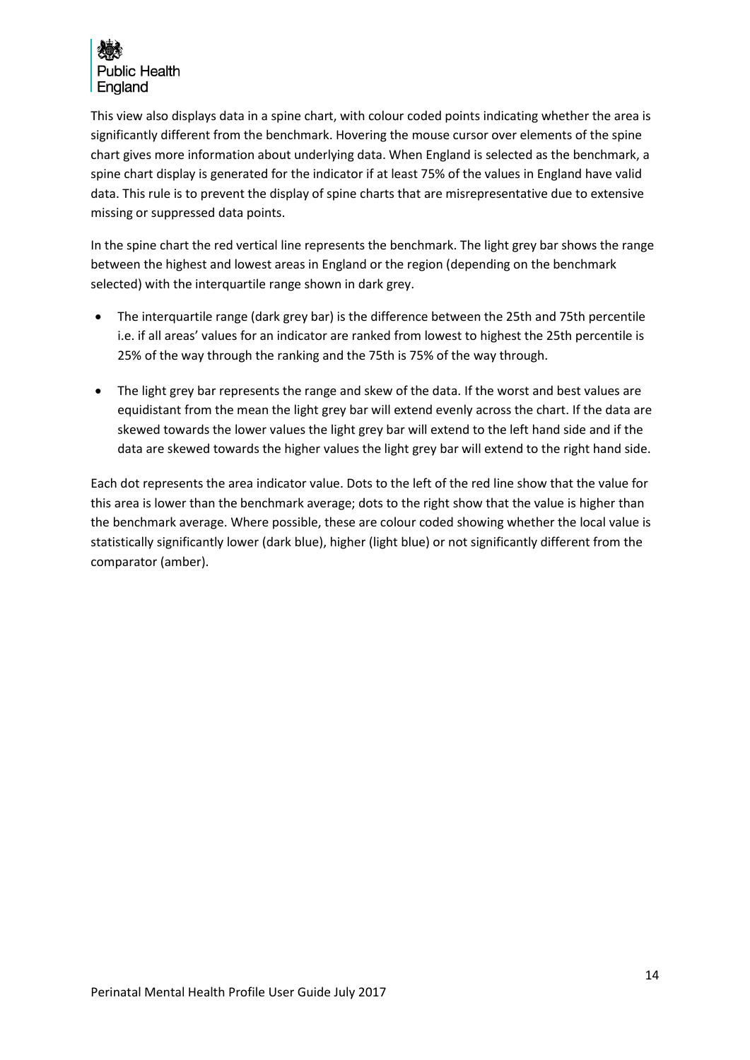This view also displays data in a spine chart, with colour coded points indicating whether the area is significantly different from the benchmark. Hovering the mouse cursor over elements of the spine chart gives more information about underlying data. When England is selected as the benchmark, a spine chart display is generated for the indicator if at least 75% of the values in England have valid data. This rule is to prevent the display of spine charts that are misrepresentative due to extensive missing or suppressed data points.

In the spine chart the red vertical line represents the benchmark. The light grey bar shows the range between the highest and lowest areas in England or the region (depending on the benchmark selected) with the interquartile range shown in dark grey.

- The interquartile range (dark grey bar) is the difference between the 25th and 75th percentile i.e. if all areas' values for an indicator are ranked from lowest to highest the 25th percentile is 25% of the way through the ranking and the 75th is 75% of the way through.
- The light grey bar represents the range and skew of the data. If the worst and best values are equidistant from the mean the light grey bar will extend evenly across the chart. If the data are skewed towards the lower values the light grey bar will extend to the left hand side and if the data are skewed towards the higher values the light grey bar will extend to the right hand side.

Each dot represents the area indicator value. Dots to the left of the red line show that the value for this area is lower than the benchmark average; dots to the right show that the value is higher than the benchmark average. Where possible, these are colour coded showing whether the local value is statistically significantly lower (dark blue), higher (light blue) or not significantly different from the comparator (amber).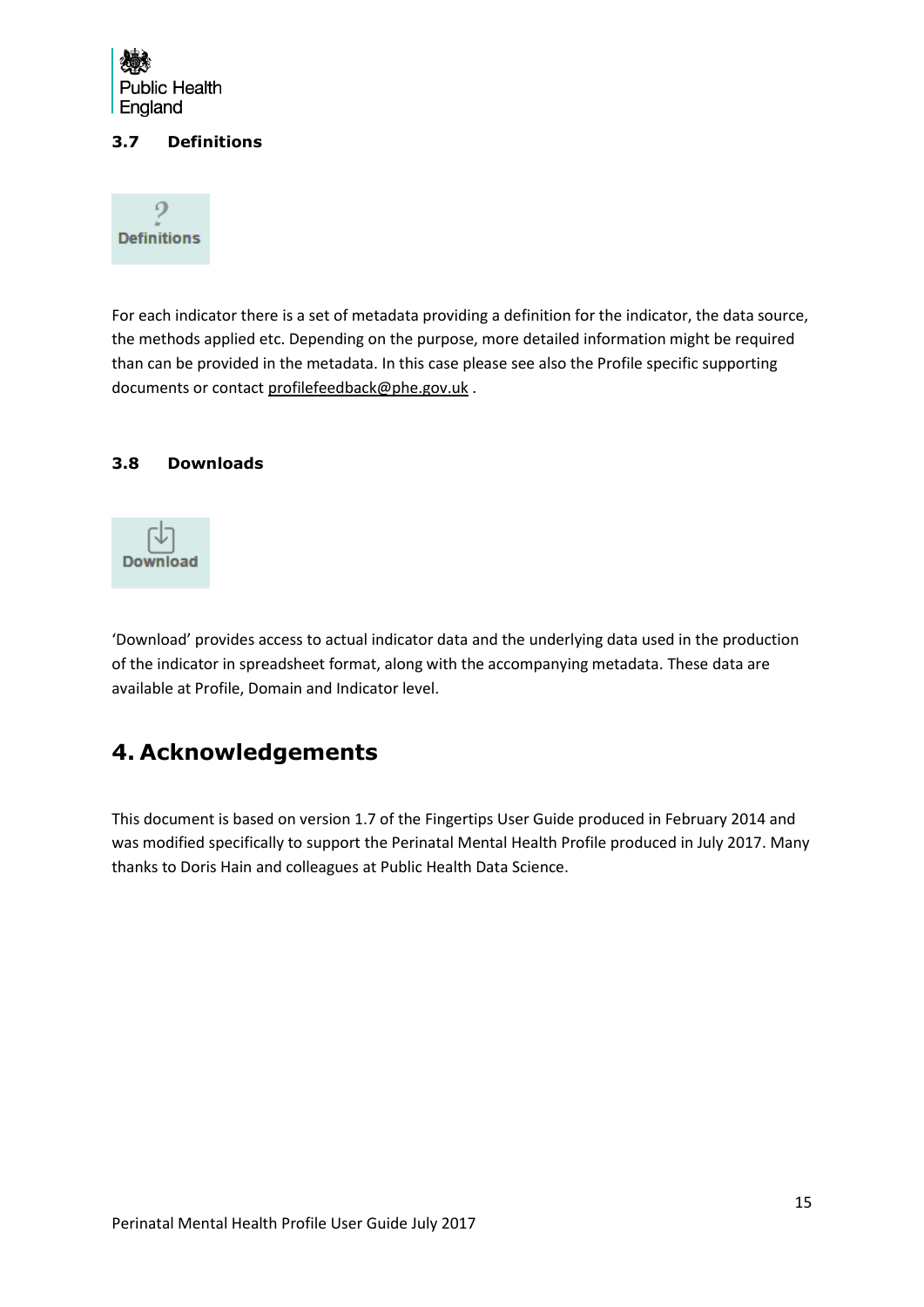### 3.7 Definitions

For each indicator there is a set of metadata providing a definition for the indicator, the data source, the methods applied etc. Depending on the purpose, more detailed information might be required than can be provided in the metadata. In this case please see also the Profile specific supporting documents or contact profilefeedback@phe.gov.uk .

### 3.8 Downloads

'Download' provides access to actual indicator data and the underlying data used in the production of the indicator in spreadsheet format, along with the accompanying metadata. These data are available at Profile, Domain and Indicator level.

## 4. Acknowledgements

This document is based on version 1.7 of the Fingertips User Guide produced in February 2014 and was modified specifically to support the Perinatal Mental Health Profile produced in July 2017. Many thanks to Doris Hain and colleagues at Public Health Data Science.